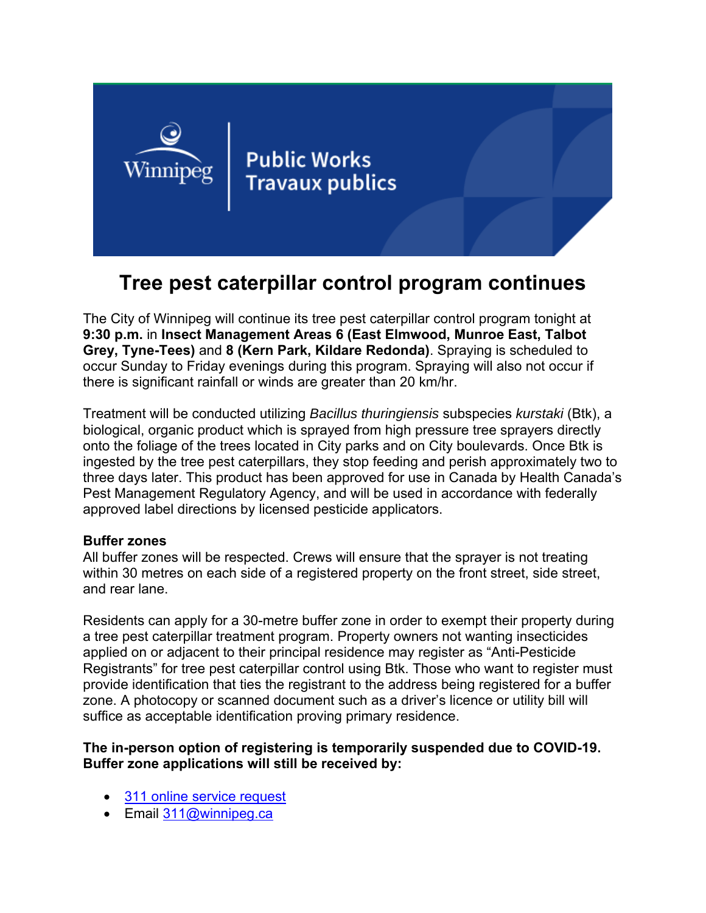Winnipeg

Public Works
Travaux publics

# Tree pest caterpillar control program continues

The City of Winnipeg will continue its tree pest caterpillar control program tonight at **9:30 p.m.** in **Insect Management Areas 6 (East Elmwood, Munroe East, Talbot Grey, Tyne-Tees)** and **8 (Kern Park, Kildare Redonda)**. Spraying is scheduled to occur Sunday to Friday evenings during this program. Spraying will also not occur if there is significant rainfall or winds are greater than 20 km/hr.

Treatment will be conducted utilizing *Bacillus thuringiensis* subspecies *kurstaki* (Btk), a biological, organic product which is sprayed from high pressure tree sprayers directly onto the foliage of the trees located in City parks and on City boulevards. Once Btk is ingested by the tree pest caterpillars, they stop feeding and perish approximately two to three days later. This product has been approved for use in Canada by Health Canada's Pest Management Regulatory Agency, and will be used in accordance with federally approved label directions by licensed pesticide applicators.

**Buffer zones**

All buffer zones will be respected. Crews will ensure that the sprayer is not treating within 30 metres on each side of a registered property on the front street, side street, and rear lane.

Residents can apply for a 30-metre buffer zone in order to exempt their property during a tree pest caterpillar treatment program. Property owners not wanting insecticides applied on or adjacent to their principal residence may register as "Anti-Pesticide Registrants" for tree pest caterpillar control using Btk. Those who want to register must provide identification that ties the registrant to the address being registered for a buffer zone. A photocopy or scanned document such as a driver's licence or utility bill will suffice as acceptable identification proving primary residence.

**The in-person option of registering is temporarily suspended due to COVID-19. Buffer zone applications will still be received by:**

- 311 online service request
- Email 311@winnipeg.ca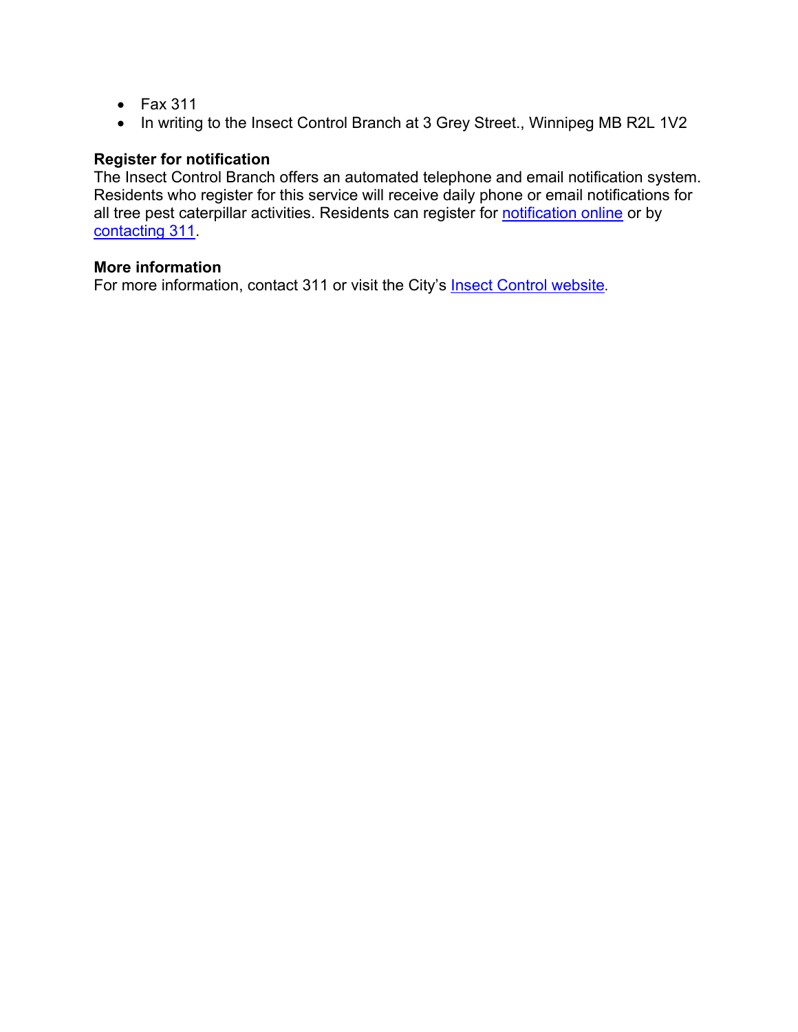- Fax 311
- In writing to the Insect Control Branch at 3 Grey Street., Winnipeg MB R2L 1V2

**Register for notification**

The Insect Control Branch offers an automated telephone and email notification system. Residents who register for this service will receive daily phone or email notifications for all tree pest caterpillar activities. Residents can register for notification online or by contacting 311.

**More information**

For more information, contact 311 or visit the City's Insect Control website.